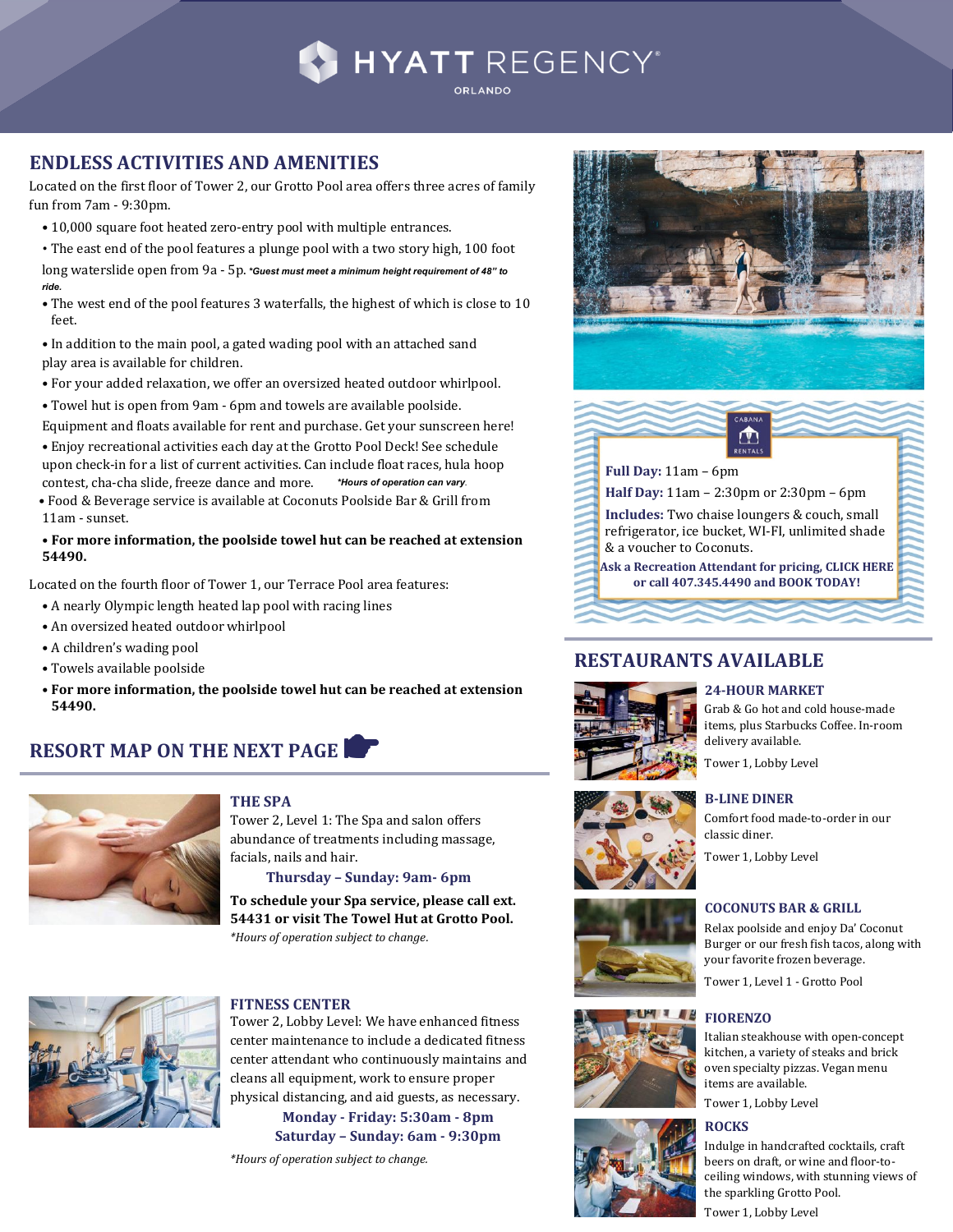# HYATT REGENCY ORLANDO

## ENDLESS ACTIVITIES AND AMENITIES

Located on the first floor of Tower 2, our Grotto Pool area offers three acres of family fun from 7am - 9:30pm.

- 10,000 square foot heated zero-entry pool with multiple entrances.
- The east end of the pool features a plunge pool with a two story high, 100 foot long waterslide open from 9a - 5p. ***Guest must meet a minimum height requirement of 48" to ride.***
- The west end of the pool features 3 waterfalls, the highest of which is close to 10 feet.
- In addition to the main pool, a gated wading pool with an attached sand play area is available for children.
- For your added relaxation, we offer an oversized heated outdoor whirlpool.
- Towel hut is open from 9am - 6pm and towels are available poolside. Equipment and floats available for rent and purchase. Get your sunscreen here!
- Enjoy recreational activities each day at the Grotto Pool Deck! See schedule upon check-in for a list of current activities. Can include float races, hula hoop contest, cha-cha slide, freeze dance and more. ****Hours of operation can vary.***
- Food & Beverage service is available at Coconuts Poolside Bar & Grill from 11am - sunset.
- **For more information, the poolside towel hut can be reached at extension 54490.**

Located on the fourth floor of Tower 1, our Terrace Pool area features:

- A nearly Olympic length heated lap pool with racing lines
- An oversized heated outdoor whirlpool
- A children's wading pool
- Towels available poolside
- **For more information, the poolside towel hut can be reached at extension 54490.**

## RESORT MAP ON THE NEXT PAGE

### THE SPA

Tower 2, Level 1: The Spa and salon offers abundance of treatments including massage, facials, nails and hair.

**Thursday – Sunday: 9am- 6pm**

**To schedule your Spa service, please call ext. 54431 or visit The Towel Hut at Grotto Pool.**

*\*Hours of operation subject to change.*

### FITNESS CENTER

Tower 2, Lobby Level: We have enhanced fitness center maintenance to include a dedicated fitness center attendant who continuously maintains and cleans all equipment, work to ensure proper physical distancing, and aid guests, as necessary.

**Monday - Friday: 5:30am - 8pm**
**Saturday – Sunday: 6am - 9:30pm**

*\*Hours of operation subject to change.*

### CABANA RENTALS

**Full Day:** 11am – 6pm

**Half Day:** 11am – 2:30pm or 2:30pm – 6pm

**Includes:** Two chaise loungers & couch, small refrigerator, ice bucket, WI-FI, unlimited shade & a voucher to Coconuts.

**Ask a Recreation Attendant for pricing, CLICK HERE or call 407.345.4490 and BOOK TODAY!**

## RESTAURANTS AVAILABLE

### 24-HOUR MARKET

Grab & Go hot and cold house-made items, plus Starbucks Coffee. In-room delivery available.

Tower 1, Lobby Level

### B-LINE DINER

Comfort food made-to-order in our classic diner.

Tower 1, Lobby Level

### COCONUTS BAR & GRILL

Relax poolside and enjoy Da' Coconut Burger or our fresh fish tacos, along with your favorite frozen beverage.

Tower 1, Level 1 - Grotto Pool

### FIORENZO

Italian steakhouse with open-concept kitchen, a variety of steaks and brick oven specialty pizzas. Vegan menu items are available.

Tower 1, Lobby Level

### ROCKS

Indulge in handcrafted cocktails, craft beers on draft, or wine and floor-to-ceiling windows, with stunning views of the sparkling Grotto Pool.

Tower 1, Lobby Level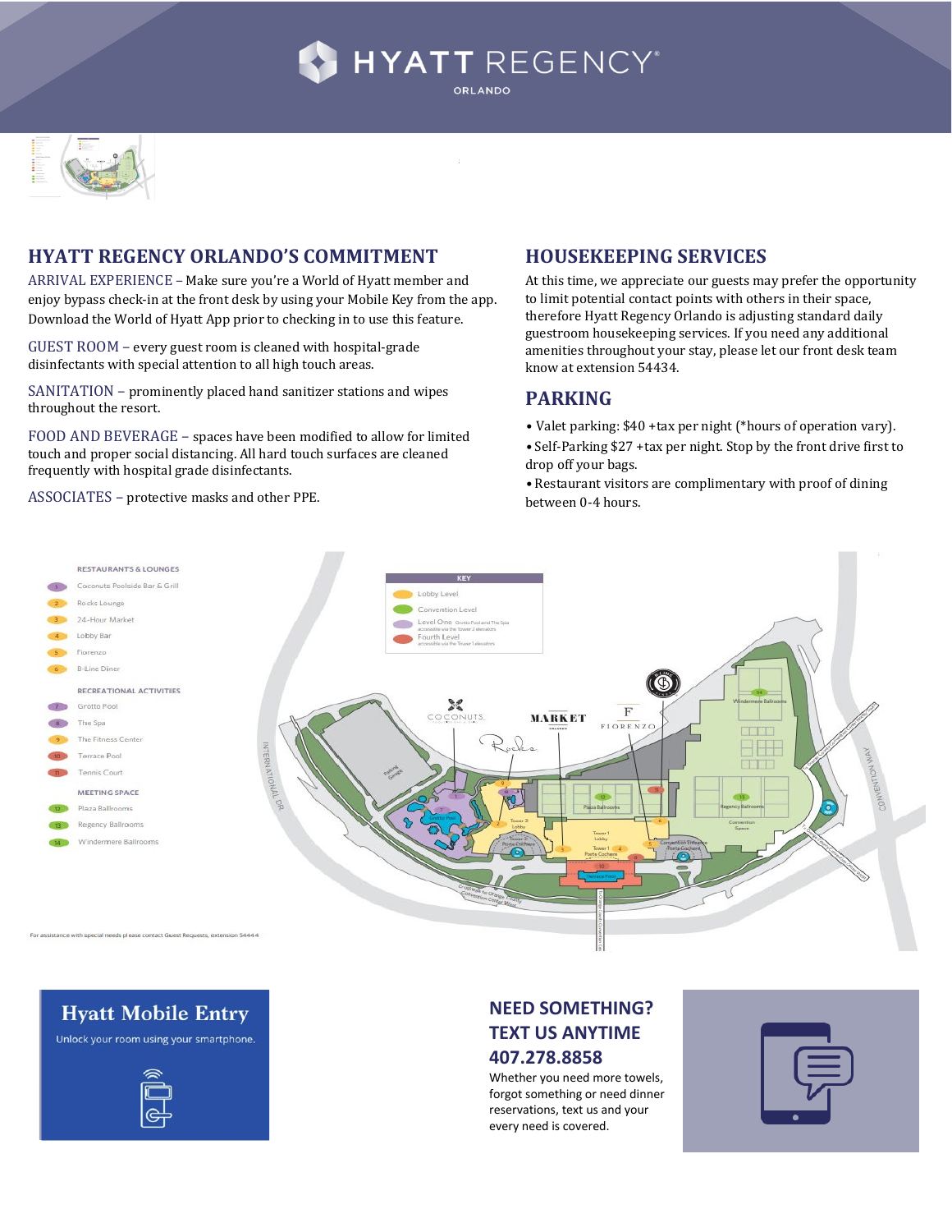# HYATT REGENCY

ORLANDO

## HYATT REGENCY ORLANDO'S COMMITMENT

ARRIVAL EXPERIENCE – Make sure you're a World of Hyatt member and enjoy bypass check-in at the front desk by using your Mobile Key from the app. Download the World of Hyatt App prior to checking in to use this feature.

GUEST ROOM – every guest room is cleaned with hospital-grade disinfectants with special attention to all high touch areas.

SANITATION – prominently placed hand sanitizer stations and wipes throughout the resort.

FOOD AND BEVERAGE – spaces have been modified to allow for limited touch and proper social distancing. All hard touch surfaces are cleaned frequently with hospital grade disinfectants.

ASSOCIATES – protective masks and other PPE.

## HOUSEKEEPING SERVICES

At this time, we appreciate our guests may prefer the opportunity to limit potential contact points with others in their space, therefore Hyatt Regency Orlando is adjusting standard daily guestroom housekeeping services. If you need any additional amenities throughout your stay, please let our front desk team know at extension 54434.

## PARKING

- Valet parking: $40 +tax per night (*hours of operation vary).
- Self-Parking $27 +tax per night. Stop by the front drive first to drop off your bags.
- Restaurant visitors are complimentary with proof of dining between 0-4 hours.

RESTAURANTS & LOUNGES

1 Coconuts Poolside Bar & Grill
2 Rocks Lounge
3 24-Hour Market
4 Lobby Bar
5 Fiorenzo
6 B-Line Diner

RECREATIONAL ACTIVITIES

7 Grotto Pool
8 The Spa
9 The Fitness Center
10 Terrace Pool
11 Tennis Court

MEETING SPACE

12 Plaza Ballrooms
13 Regency Ballrooms
14 Windermere Ballrooms

KEY

Lobby Level
Convention Level
Level One Grotto Pool and The Spa accessible via the Tower 2 elevators
Fourth Level accessible via the Tower 1 elevators

For assistance with special needs please contact Guest Requests, extension 54444

## Hyatt Mobile Entry

Unlock your room using your smartphone.

## NEED SOMETHING? TEXT US ANYTIME 407.278.8858

Whether you need more towels, forgot something or need dinner reservations, text us and your every need is covered.